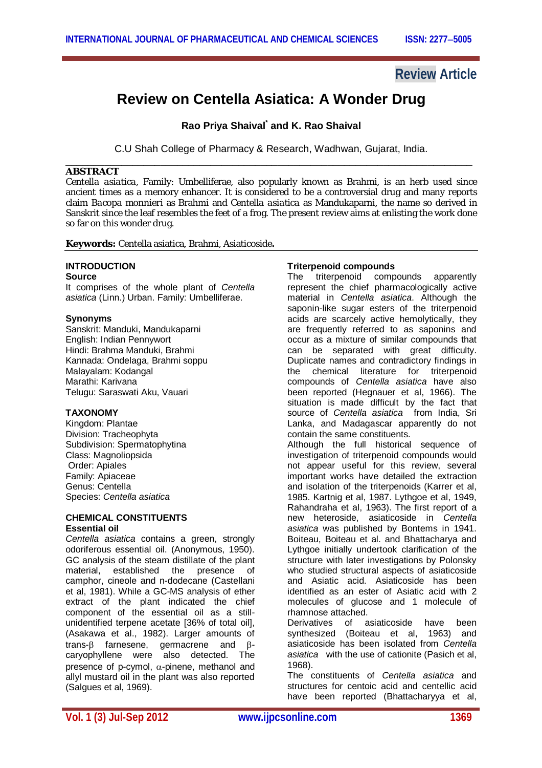Review Article

# Review on Centella Asiatica: A Wonder Drug

**Rao Priya Shaival[*] and K. Rao Shaival**

C.U Shah College of Pharmacy & Research, Wadhwan, Gujarat, India.

---

**ABSTRACT**

Centella asiatica, Family: Umbelliferae, also popularly known as Brahmi, is an herb used since ancient times as a memory enhancer. It is considered to be a controversial drug and many reports claim Bacopa monnieri as Brahmi and Centella asiatica as Mandukaparni, the name so derived in Sanskrit since the leaf resembles the feet of a frog. The present review aims at enlisting the work done so far on this wonder drug.

**Keywords:** Centella asiatica, Brahmi, Asiaticoside**.**

---

## INTRODUCTION

### Source

It comprises of the whole plant of *Centella asiatica* (Linn.) Urban. Family: Umbelliferae.

### Synonyms

Sanskrit: Manduki, Mandukaparni
English: Indian Pennywort
Hindi: Brahma Manduki, Brahmi
Kannada: Ondelaga, Brahmi soppu
Malayalam: Kodangal
Marathi: Karivana
Telugu: Saraswati Aku, Vauari

## TAXONOMY

Kingdom: Plantae
Division: Tracheophyta
Subdivision: Spermatophytina
Class: Magnoliopsida
Order: Apiales
Family: Apiaceae
Genus: Centella
Species: *Centella asiatica*

## CHEMICAL CONSTITUENTS

### Essential oil

*Centella asiatica* contains a green, strongly odoriferous essential oil. (Anonymous, 1950). GC analysis of the steam distillate of the plant material, established the presence of camphor, cineole and n-dodecane (Castellani et al, 1981). While a GC-MS analysis of ether extract of the plant indicated the chief component of the essential oil as a still-unidentified terpene acetate [36% of total oil], (Asakawa et al., 1982). Larger amounts of trans-β farnesene, germacrene and β-caryophyllene were also detected. The presence of p-cymol, α-pinene, methanol and allyl mustard oil in the plant was also reported (Salgues et al, 1969).

### Triterpenoid compounds

The triterpenoid compounds apparently represent the chief pharmacologically active material in *Centella asiatica*. Although the saponin-like sugar esters of the triterpenoid acids are scarcely active hemolytically, they are frequently referred to as saponins and occur as a mixture of similar compounds that can be separated with great difficulty. Duplicate names and contradictory findings in the chemical literature for triterpenoid compounds of *Centella asiatica* have also been reported (Hegnauer et al, 1966). The situation is made difficult by the fact that source of *Centella asiatica* from India, Sri Lanka, and Madagascar apparently do not contain the same constituents.

Although the full historical sequence of investigation of triterpenoid compounds would not appear useful for this review, several important works have detailed the extraction and isolation of the triterpenoids (Karrer et al, 1985. Kartnig et al, 1987. Lythgoe et al, 1949, Rahandraha et al, 1963). The first report of a new heteroside, asiaticoside in *Centella asiatica* was published by Bontems in 1941. Boiteau, Boiteau et al. and Bhattacharya and Lythgoe initially undertook clarification of the structure with later investigations by Polonsky who studied structural aspects of asiaticoside and Asiatic acid. Asiaticoside has been identified as an ester of Asiatic acid with 2 molecules of glucose and 1 molecule of rhamnose attached.

Derivatives of asiaticoside have been synthesized (Boiteau et al, 1963) and asiaticoside has been isolated from *Centella asiatica* with the use of cationite (Pasich et al, 1968).

The constituents of *Centella asiatica* and structures for centoic acid and centellic acid have been reported (Bhattacharyya et al,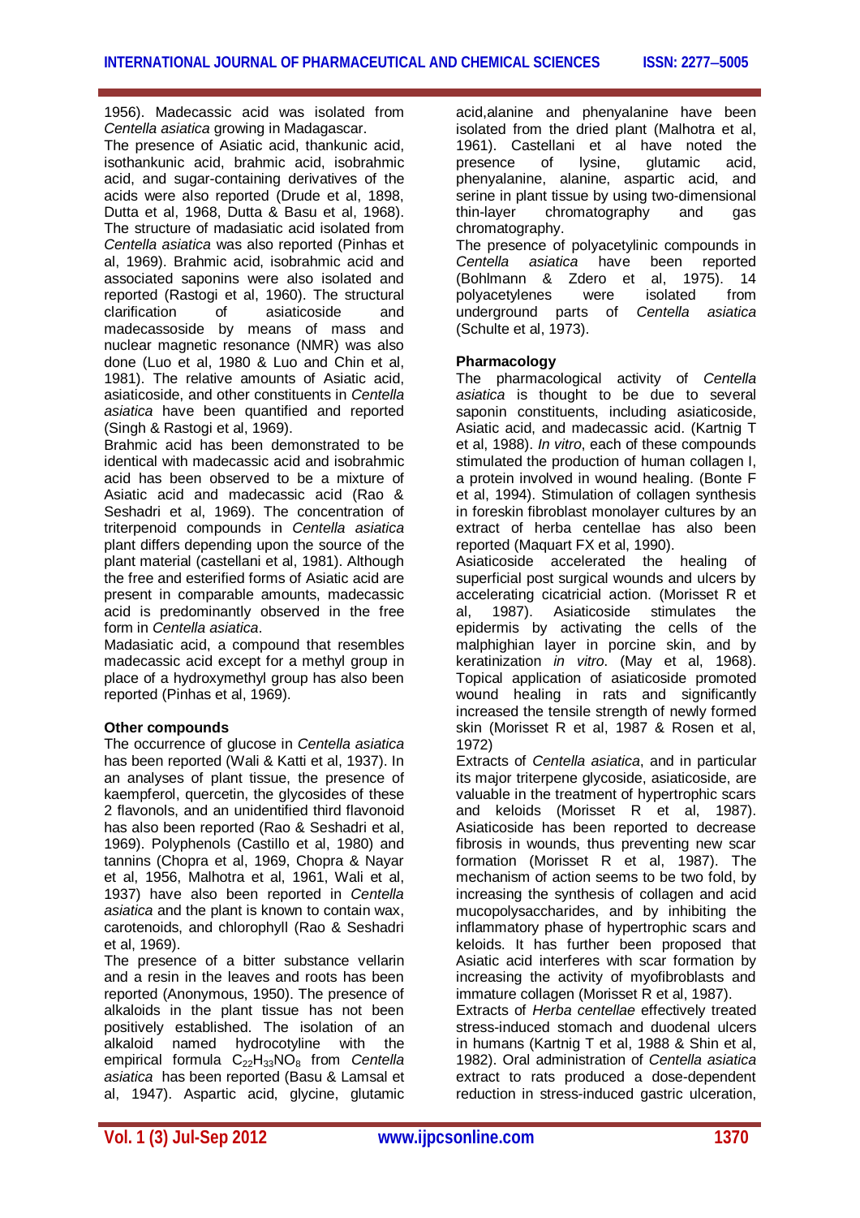1956). Madecassic acid was isolated from *Centella asiatica* growing in Madagascar.

The presence of Asiatic acid, thankunic acid, isothankunic acid, brahmic acid, isobrahmic acid, and sugar-containing derivatives of the acids were also reported (Drude et al, 1898, Dutta et al, 1968, Dutta & Basu et al, 1968). The structure of madasiatic acid isolated from *Centella asiatica* was also reported (Pinhas et al, 1969). Brahmic acid, isobrahmic acid and associated saponins were also isolated and reported (Rastogi et al, 1960). The structural clarification of asiaticoside and madecassoside by means of mass and nuclear magnetic resonance (NMR) was also done (Luo et al, 1980 & Luo and Chin et al, 1981). The relative amounts of Asiatic acid, asiaticoside, and other constituents in *Centella asiatica* have been quantified and reported (Singh & Rastogi et al, 1969).

Brahmic acid has been demonstrated to be identical with madecassic acid and isobrahmic acid has been observed to be a mixture of Asiatic acid and madecassic acid (Rao & Seshadri et al, 1969). The concentration of triterpenoid compounds in *Centella asiatica* plant differs depending upon the source of the plant material (castellani et al, 1981). Although the free and esterified forms of Asiatic acid are present in comparable amounts, madecassic acid is predominantly observed in the free form in *Centella asiatica*.

Madasiatic acid, a compound that resembles madecassic acid except for a methyl group in place of a hydroxymethyl group has also been reported (Pinhas et al, 1969).

**Other compounds**

The occurrence of glucose in *Centella asiatica* has been reported (Wali & Katti et al, 1937). In an analyses of plant tissue, the presence of kaempferol, quercetin, the glycosides of these 2 flavonols, and an unidentified third flavonoid has also been reported (Rao & Seshadri et al, 1969). Polyphenols (Castillo et al, 1980) and tannins (Chopra et al, 1969, Chopra & Nayar et al, 1956, Malhotra et al, 1961, Wali et al, 1937) have also been reported in *Centella asiatica* and the plant is known to contain wax, carotenoids, and chlorophyll (Rao & Seshadri et al, 1969).

The presence of a bitter substance vellarin and a resin in the leaves and roots has been reported (Anonymous, 1950). The presence of alkaloids in the plant tissue has not been positively established. The isolation of an alkaloid named hydrocotyline with the empirical formula $C_{22}H_{33}NO_8$ from *Centella asiatica* has been reported (Basu & Lamsal et al, 1947). Aspartic acid, glycine, glutamic acid,alanine and phenyalanine have been isolated from the dried plant (Malhotra et al, 1961). Castellani et al have noted the presence of lysine, glutamic acid, phenyalanine, alanine, aspartic acid, and serine in plant tissue by using two-dimensional thin-layer chromatography and gas chromatography.

The presence of polyacetylinic compounds in *Centella asiatica* have been reported (Bohlmann & Zdero et al, 1975). 14 polyacetylenes were isolated from underground parts of *Centella asiatica* (Schulte et al, 1973).

**Pharmacology**

The pharmacological activity of *Centella asiatica* is thought to be due to several saponin constituents, including asiaticoside, Asiatic acid, and madecassic acid. (Kartnig T et al, 1988). *In vitro*, each of these compounds stimulated the production of human collagen I, a protein involved in wound healing. (Bonte F et al, 1994). Stimulation of collagen synthesis in foreskin fibroblast monolayer cultures by an extract of herba centellae has also been reported (Maquart FX et al, 1990).

Asiaticoside accelerated the healing of superficial post surgical wounds and ulcers by accelerating cicatricial action. (Morisset R et al, 1987). Asiaticoside stimulates the epidermis by activating the cells of the malphighian layer in porcine skin, and by keratinization *in vitro*. (May et al, 1968). Topical application of asiaticoside promoted wound healing in rats and significantly increased the tensile strength of newly formed skin (Morisset R et al, 1987 & Rosen et al, 1972)

Extracts of *Centella asiatica*, and in particular its major triterpene glycoside, asiaticoside, are valuable in the treatment of hypertrophic scars and keloids (Morisset R et al, 1987). Asiaticoside has been reported to decrease fibrosis in wounds, thus preventing new scar formation (Morisset R et al, 1987). The mechanism of action seems to be two fold, by increasing the synthesis of collagen and acid mucopolysaccharides, and by inhibiting the inflammatory phase of hypertrophic scars and keloids. It has further been proposed that Asiatic acid interferes with scar formation by increasing the activity of myofibroblasts and immature collagen (Morisset R et al, 1987).

Extracts of *Herba centellae* effectively treated stress-induced stomach and duodenal ulcers in humans (Kartnig T et al, 1988 & Shin et al, 1982). Oral administration of *Centella asiatica* extract to rats produced a dose-dependent reduction in stress-induced gastric ulceration,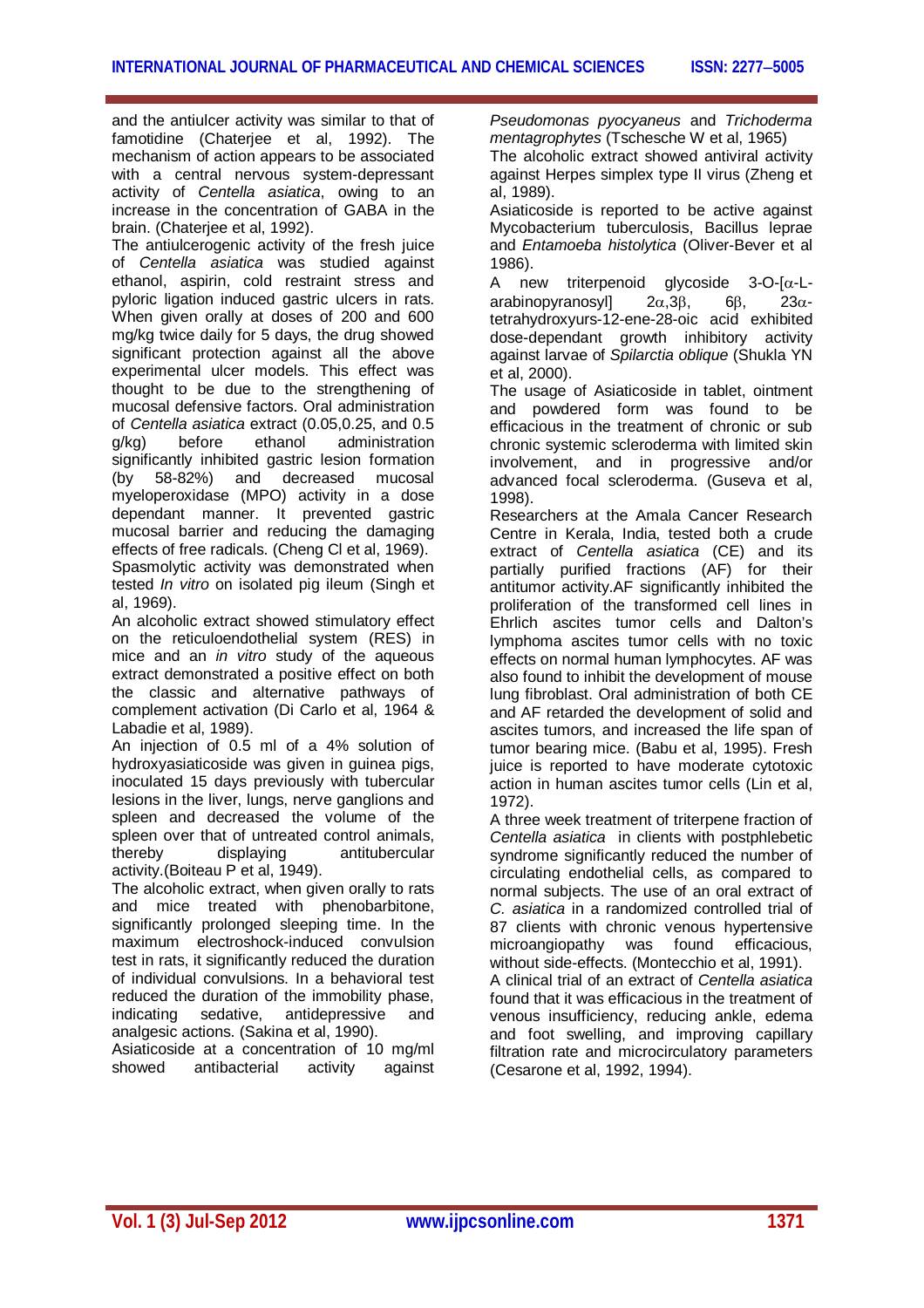and the antiulcer activity was similar to that of famotidine (Chaterjee et al, 1992). The mechanism of action appears to be associated with a central nervous system-depressant activity of *Centella asiatica*, owing to an increase in the concentration of GABA in the brain. (Chaterjee et al, 1992).

The antiulcerogenic activity of the fresh juice of *Centella asiatica* was studied against ethanol, aspirin, cold restraint stress and pyloric ligation induced gastric ulcers in rats. When given orally at doses of 200 and 600 mg/kg twice daily for 5 days, the drug showed significant protection against all the above experimental ulcer models. This effect was thought to be due to the strengthening of mucosal defensive factors. Oral administration of *Centella asiatica* extract (0.05,0.25, and 0.5 g/kg) before ethanol administration significantly inhibited gastric lesion formation (by 58-82%) and decreased mucosal myeloperoxidase (MPO) activity in a dose dependant manner. It prevented gastric mucosal barrier and reducing the damaging effects of free radicals. (Cheng Cl et al, 1969).

Spasmolytic activity was demonstrated when tested *In vitro* on isolated pig ileum (Singh et al, 1969).

An alcoholic extract showed stimulatory effect on the reticuloendothelial system (RES) in mice and an *in vitro* study of the aqueous extract demonstrated a positive effect on both the classic and alternative pathways of complement activation (Di Carlo et al, 1964 & Labadie et al, 1989).

An injection of 0.5 ml of a 4% solution of hydroxyasiaticoside was given in guinea pigs, inoculated 15 days previously with tubercular lesions in the liver, lungs, nerve ganglions and spleen and decreased the volume of the spleen over that of untreated control animals, thereby displaying antitubercular activity.(Boiteau P et al, 1949).

The alcoholic extract, when given orally to rats and mice treated with phenobarbitone, significantly prolonged sleeping time. In the maximum electroshock-induced convulsion test in rats, it significantly reduced the duration of individual convulsions. In a behavioral test reduced the duration of the immobility phase, indicating sedative, antidepressive and analgesic actions. (Sakina et al, 1990).

Asiaticoside at a concentration of 10 mg/ml showed antibacterial activity against *Pseudomonas pyocyaneus* and *Trichoderma mentagrophytes* (Tschesche W et al, 1965)

The alcoholic extract showed antiviral activity against Herpes simplex type II virus (Zheng et al, 1989).

Asiaticoside is reported to be active against Mycobacterium tuberculosis, Bacillus leprae and *Entamoeba histolytica* (Oliver-Bever et al 1986).

A new triterpenoid glycoside 3-O-[α-L-arabinopyranosyl] 2α,3β, 6β, 23α-tetrahydroxyurs-12-ene-28-oic acid exhibited dose-dependant growth inhibitory activity against larvae of *Spilarctia oblique* (Shukla YN et al, 2000).

The usage of Asiaticoside in tablet, ointment and powdered form was found to be efficacious in the treatment of chronic or sub chronic systemic scleroderma with limited skin involvement, and in progressive and/or advanced focal scleroderma. (Guseva et al, 1998).

Researchers at the Amala Cancer Research Centre in Kerala, India, tested both a crude extract of *Centella asiatica* (CE) and its partially purified fractions (AF) for their antitumor activity.AF significantly inhibited the proliferation of the transformed cell lines in Ehrlich ascites tumor cells and Dalton's lymphoma ascites tumor cells with no toxic effects on normal human lymphocytes. AF was also found to inhibit the development of mouse lung fibroblast. Oral administration of both CE and AF retarded the development of solid and ascites tumors, and increased the life span of tumor bearing mice. (Babu et al, 1995). Fresh juice is reported to have moderate cytotoxic action in human ascites tumor cells (Lin et al, 1972).

A three week treatment of triterpene fraction of *Centella asiatica* in clients with postphlebetic syndrome significantly reduced the number of circulating endothelial cells, as compared to normal subjects. The use of an oral extract of *C. asiatica* in a randomized controlled trial of 87 clients with chronic venous hypertensive microangiopathy was found efficacious, without side-effects. (Montecchio et al, 1991).

A clinical trial of an extract of *Centella asiatica* found that it was efficacious in the treatment of venous insufficiency, reducing ankle, edema and foot swelling, and improving capillary filtration rate and microcirculatory parameters (Cesarone et al, 1992, 1994).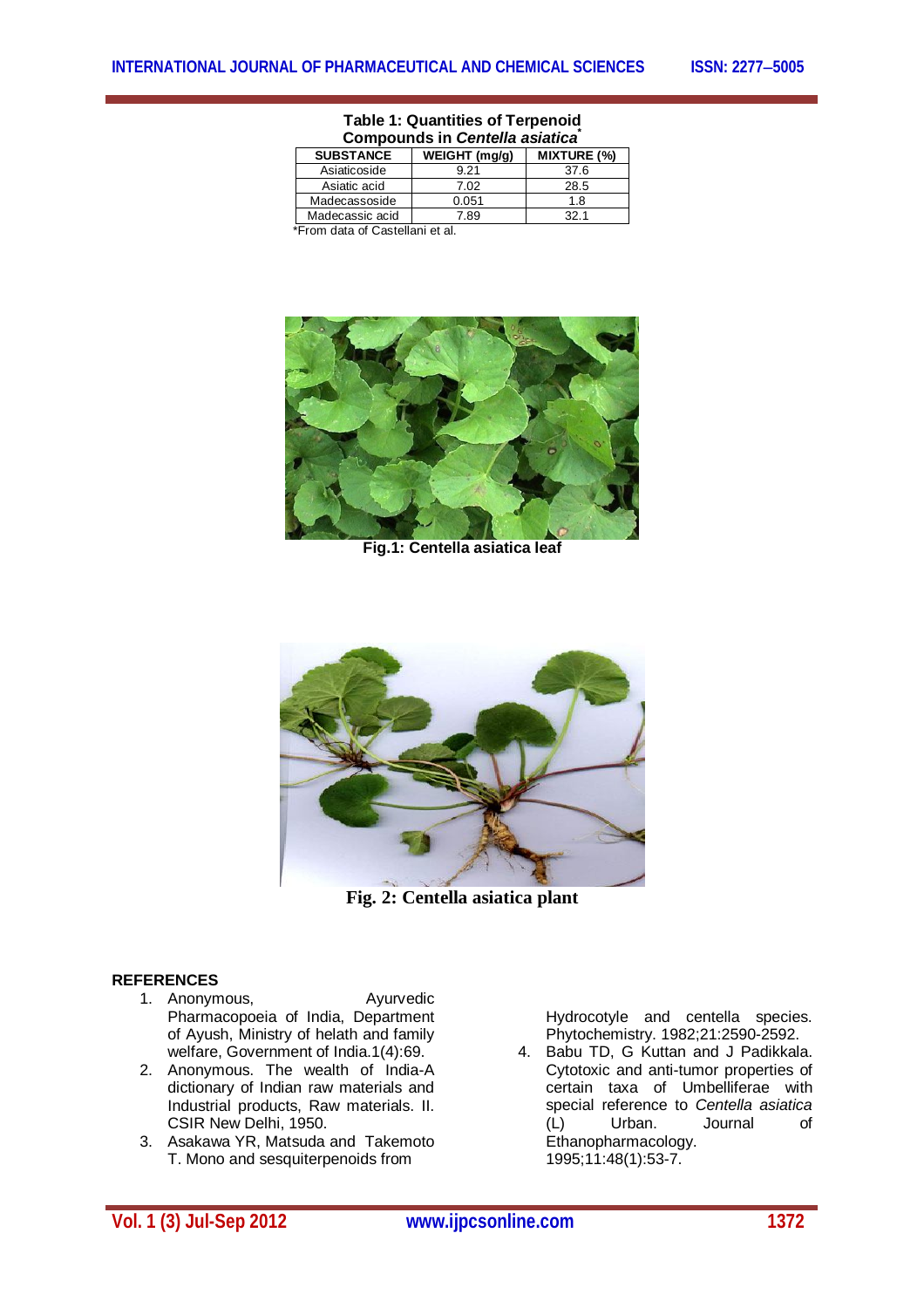**Table 1: Quantities of Terpenoid Compounds in *Centella asiatica*\***

| SUBSTANCE | WEIGHT (mg/g) | MIXTURE (%) |
|---|---|---|
| Asiaticoside | 9.21 | 37.6 |
| Asiatic acid | 7.02 | 28.5 |
| Madecassoside | 0.051 | 1.8 |
| Madecassic acid | 7.89 | 32.1 |

*From data of Castellani et al.

**Fig.1: Centella asiatica leaf**

**Fig. 2: Centella asiatica plant**

## REFERENCES

1. Anonymous, Ayurvedic Pharmacopoeia of India, Department of Ayush, Ministry of helath and family welfare, Government of India.1(4):69.
2. Anonymous. The wealth of India-A dictionary of Indian raw materials and Industrial products, Raw materials. II. CSIR New Delhi, 1950.
3. Asakawa YR, Matsuda and Takemoto T. Mono and sesquiterpenoids from Hydrocotyle and centella species. Phytochemistry. 1982;21:2590-2592.
4. Babu TD, G Kuttan and J Padikkala. Cytotoxic and anti-tumor properties of certain taxa of Umbelliferae with special reference to *Centella asiatica* (L) Urban. Journal of Ethanopharmacology. 1995;11:48(1):53-7.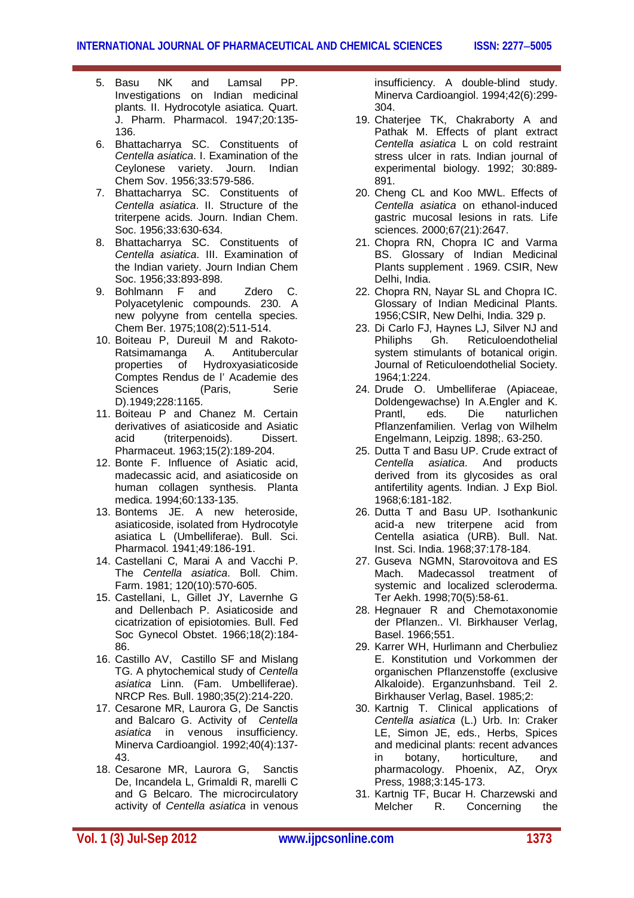5. Basu NK and Lamsal PP. Investigations on Indian medicinal plants. II. Hydrocotyle asiatica. Quart. J. Pharm. Pharmacol. 1947;20:135-136.
6. Bhattacharrya SC. Constituents of *Centella asiatica*. I. Examination of the Ceylonese variety. Journ. Indian Chem Sov. 1956;33:579-586.
7. Bhattacharrya SC. Constituents of *Centella asiatica*. II. Structure of the triterpene acids. Journ. Indian Chem. Soc. 1956;33:630-634.
8. Bhattacharrya SC. Constituents of *Centella asiatica*. III. Examination of the Indian variety. Journ Indian Chem Soc. 1956;33:893-898.
9. Bohlmann F and Zdero C. Polyacetylenic compounds. 230. A new polyyne from centella species. Chem Ber. 1975;108(2):511-514.
10. Boiteau P, Dureuil M and Rakoto-Ratsimamanga A. Antitubercular properties of Hydroxyasiaticoside Comptes Rendus de l' Academie des Sciences (Paris, Serie D).1949;228:1165.
11. Boiteau P and Chanez M. Certain derivatives of asiaticoside and Asiatic acid (triterpenoids). Dissert. Pharmaceut. 1963;15(2):189-204.
12. Bonte F. Influence of Asiatic acid, madecassic acid, and asiaticoside on human collagen synthesis. Planta medica. 1994;60:133-135.
13. Bontems JE. A new heteroside, asiaticoside, isolated from Hydrocotyle asiatica L (Umbelliferae). Bull. Sci. Pharmacol. 1941;49:186-191.
14. Castellani C, Marai A and Vacchi P. The *Centella asiatica*. Boll. Chim. Farm. 1981; 120(10):570-605.
15. Castellani, L, Gillet JY, Lavernhe G and Dellenbach P. Asiaticoside and cicatrization of episiotomies. Bull. Fed Soc Gynecol Obstet. 1966;18(2):184-86.
16. Castillo AV, Castillo SF and Mislang TG. A phytochemical study of *Centella asiatica* Linn. (Fam. Umbelliferae). NRCP Res. Bull. 1980;35(2):214-220.
17. Cesarone MR, Laurora G, De Sanctis and Balcaro G. Activity of *Centella asiatica* in venous insufficiency. Minerva Cardioangiol. 1992;40(4):137-43.
18. Cesarone MR, Laurora G, Sanctis De, Incandela L, Grimaldi R, marelli C and G Belcaro. The microcirculatory activity of *Centella asiatica* in venous insufficiency. A double-blind study. Minerva Cardioangiol. 1994;42(6):299-304.
19. Chaterjee TK, Chakraborty A and Pathak M. Effects of plant extract *Centella asiatica* L on cold restraint stress ulcer in rats. Indian journal of experimental biology. 1992; 30:889-891.
20. Cheng CL and Koo MWL. Effects of *Centella asiatica* on ethanol-induced gastric mucosal lesions in rats. Life sciences. 2000;67(21):2647.
21. Chopra RN, Chopra IC and Varma BS. Glossary of Indian Medicinal Plants supplement . 1969. CSIR, New Delhi, India.
22. Chopra RN, Nayar SL and Chopra IC. Glossary of Indian Medicinal Plants. 1956;CSIR, New Delhi, India. 329 p.
23. Di Carlo FJ, Haynes LJ, Silver NJ and Philiphs Gh. Reticuloendothelial system stimulants of botanical origin. Journal of Reticuloendothelial Society. 1964;1:224.
24. Drude O. Umbelliferae (Apiaceae, Doldengewachse) In A.Engler and K. Prantl, eds. Die naturlichen Pflanzenfamilien. Verlag von Wilhelm Engelmann, Leipzig. 1898;. 63-250.
25. Dutta T and Basu UP. Crude extract of *Centella asiatica*. And products derived from its glycosides as oral antifertility agents. Indian. J Exp Biol. 1968;6:181-182.
26. Dutta T and Basu UP. Isothankunic acid-a new triterpene acid from Centella asiatica (URB). Bull. Nat. Inst. Sci. India. 1968;37:178-184.
27. Guseva NGMN, Starovoitova and ES Mach. Madecassol treatment of systemic and localized scleroderma. Ter Aekh. 1998;70(5):58-61.
28. Hegnauer R and Chemotaxonomie der Pflanzen.. VI. Birkhauser Verlag, Basel. 1966;551.
29. Karrer WH, Hurlimann and Cherbuliez E. Konstitution und Vorkommen der organischen Pflanzenstoffe (exclusive Alkaloide). Erganzunhsband. Teil 2. Birkhauser Verlag, Basel. 1985;2:
30. Kartnig T. Clinical applications of *Centella asiatica* (L.) Urb. In: Craker LE, Simon JE, eds., Herbs, Spices and medicinal plants: recent advances in botany, horticulture, and pharmacology. Phoenix, AZ, Oryx Press, 1988;3:145-173.
31. Kartnig TF, Bucar H. Charzewski and Melcher R. Concerning the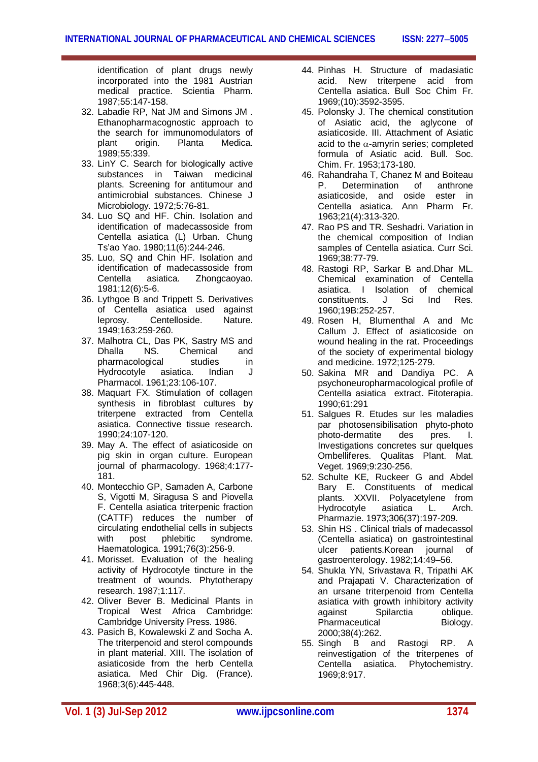identification of plant drugs newly incorporated into the 1981 Austrian medical practice. Scientia Pharm. 1987;55:147-158.

32. Labadie RP, Nat JM and Simons JM . Ethanopharmacognostic approach to the search for immunomodulators of plant origin. Planta Medica. 1989;55:339.
33. LinY C. Search for biologically active substances in Taiwan medicinal plants. Screening for antitumour and antimicrobial substances. Chinese J Microbiology. 1972;5:76-81.
34. Luo SQ and HF. Chin. Isolation and identification of madecassoside from Centella asiatica (L) Urban. Chung Ts'ao Yao. 1980;11(6):244-246.
35. Luo, SQ and Chin HF. Isolation and identification of madecassoside from Centella asiatica. Zhongcaoyao. 1981;12(6):5-6.
36. Lythgoe B and Trippett S. Derivatives of Centella asiatica used against leprosy. Centelloside. Nature. 1949;163:259-260.
37. Malhotra CL, Das PK, Sastry MS and Dhalla NS. Chemical and pharmacological studies in Hydrocotyle asiatica. Indian J Pharmacol. 1961;23:106-107.
38. Maquart FX. Stimulation of collagen synthesis in fibroblast cultures by triterpene extracted from Centella asiatica. Connective tissue research. 1990;24:107-120.
39. May A. The effect of asiaticoside on pig skin in organ culture. European journal of pharmacology. 1968;4:177-181.
40. Montecchio GP, Samaden A, Carbone S, Vigotti M, Siragusa S and Piovella F. Centella asiatica triterpenic fraction (CATTF) reduces the number of circulating endothelial cells in subjects with post phlebitic syndrome. Haematologica. 1991;76(3):256-9.
41. Morisset. Evaluation of the healing activity of Hydrocotyle tincture in the treatment of wounds. Phytotherapy research. 1987;1:117.
42. Oliver Bever B. Medicinal Plants in Tropical West Africa Cambridge: Cambridge University Press. 1986.
43. Pasich B, Kowalewski Z and Socha A. The triterpenoid and sterol compounds in plant material. XIII. The isolation of asiaticoside from the herb Centella asiatica. Med Chir Dig. (France). 1968;3(6):445-448.
44. Pinhas H. Structure of madasiatic acid. New triterpene acid from Centella asiatica. Bull Soc Chim Fr. 1969;(10):3592-3595.
45. Polonsky J. The chemical constitution of Asiatic acid, the aglycone of asiaticoside. III. Attachment of Asiatic acid to the $\alpha$-amyrin series; completed formula of Asiatic acid. Bull. Soc. Chim. Fr. 1953;173-180.
46. Rahandraha T, Chanez M and Boiteau P. Determination of anthrone asiaticoside, and oside ester in Centella asiatica. Ann Pharm Fr. 1963;21(4):313-320.
47. Rao PS and TR. Seshadri. Variation in the chemical composition of Indian samples of Centella asiatica. Curr Sci. 1969;38:77-79.
48. Rastogi RP, Sarkar B and.Dhar ML. Chemical examination of Centella asiatica. I Isolation of chemical constituents. J Sci Ind Res. 1960;19B:252-257.
49. Rosen H, Blumenthal A and Mc Callum J. Effect of asiaticoside on wound healing in the rat. Proceedings of the society of experimental biology and medicine. 1972;125-279.
50. Sakina MR and Dandiya PC. A psychoneuropharmacological profile of Centella asiatica extract. Fitoterapia. 1990;61:291
51. Salgues R. Etudes sur les maladies par photosensibilisation phyto-photo photo-dermatite des pres. I. Investigations concretes sur quelques Ombelliferes. Qualitas Plant. Mat. Veget. 1969;9:230-256.
52. Schulte KE, Ruckeer G and Abdel Bary E. Constituents of medical plants. XXVII. Polyacetylene from Hydrocotyle asiatica L. Arch. Pharmazie. 1973;306(37):197-209.
53. Shin HS . Clinical trials of madecassol (Centella asiatica) on gastrointestinal ulcer patients.Korean journal of gastroenterology. 1982;14:49–56.
54. Shukla YN, Srivastava R, Tripathi AK and Prajapati V. Characterization of an ursane triterpenoid from Centella asiatica with growth inhibitory activity against Spilarctia oblique. Pharmaceutical Biology. 2000;38(4):262.
55. Singh B and Rastogi RP. A reinvestigation of the triterpenes of Centella asiatica. Phytochemistry. 1969;8:917.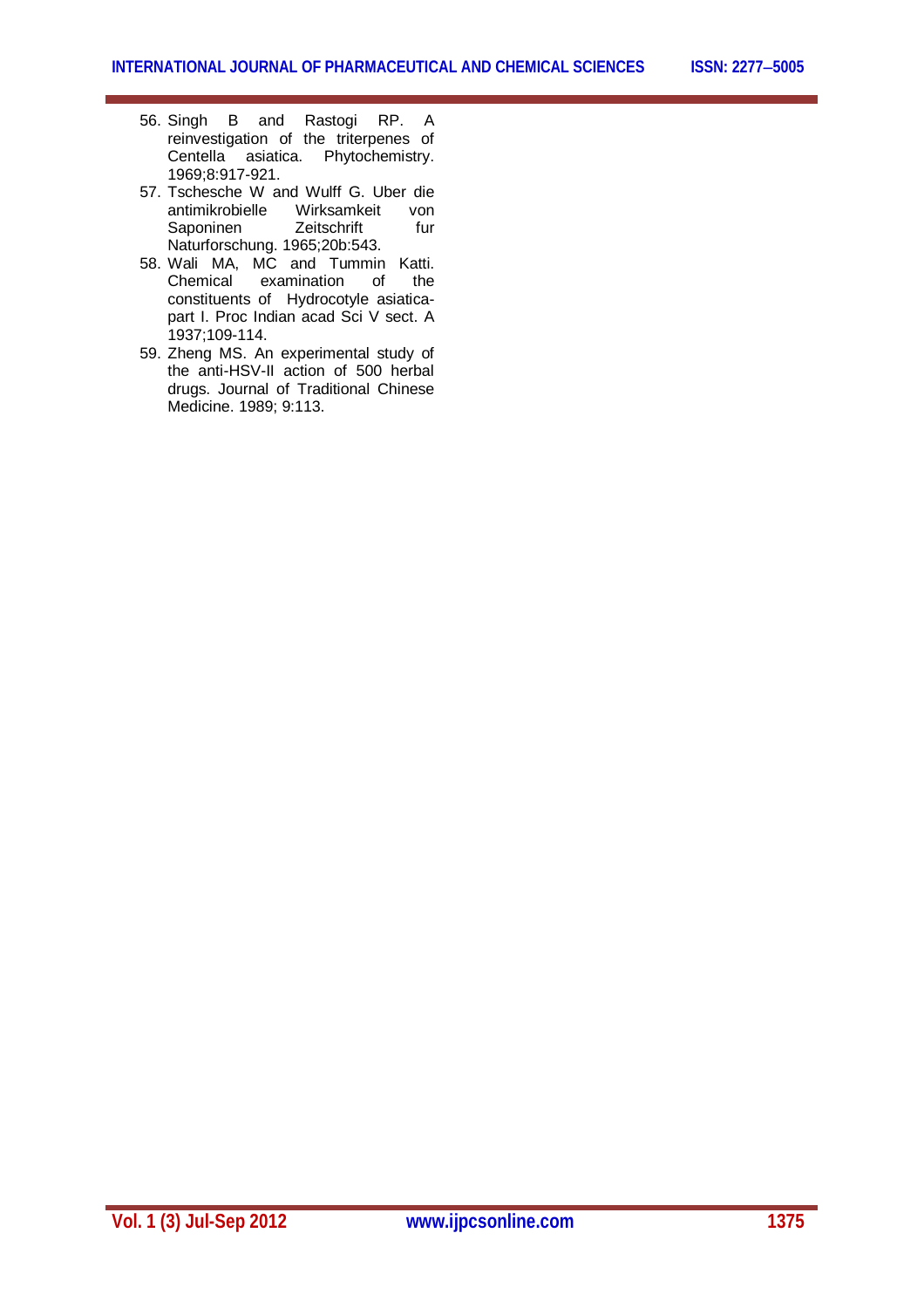56. Singh B and Rastogi RP. A reinvestigation of the triterpenes of Centella asiatica. Phytochemistry. 1969;8:917-921.
57. Tschesche W and Wulff G. Uber die antimikrobielle Wirksamkeit von Saponinen Zeitschrift fur Naturforschung. 1965;20b:543.
58. Wali MA, MC and Tummin Katti. Chemical examination of the constituents of Hydrocotyle asiatica-part I. Proc Indian acad Sci V sect. A 1937;109-114.
59. Zheng MS. An experimental study of the anti-HSV-II action of 500 herbal drugs. Journal of Traditional Chinese Medicine. 1989; 9:113.